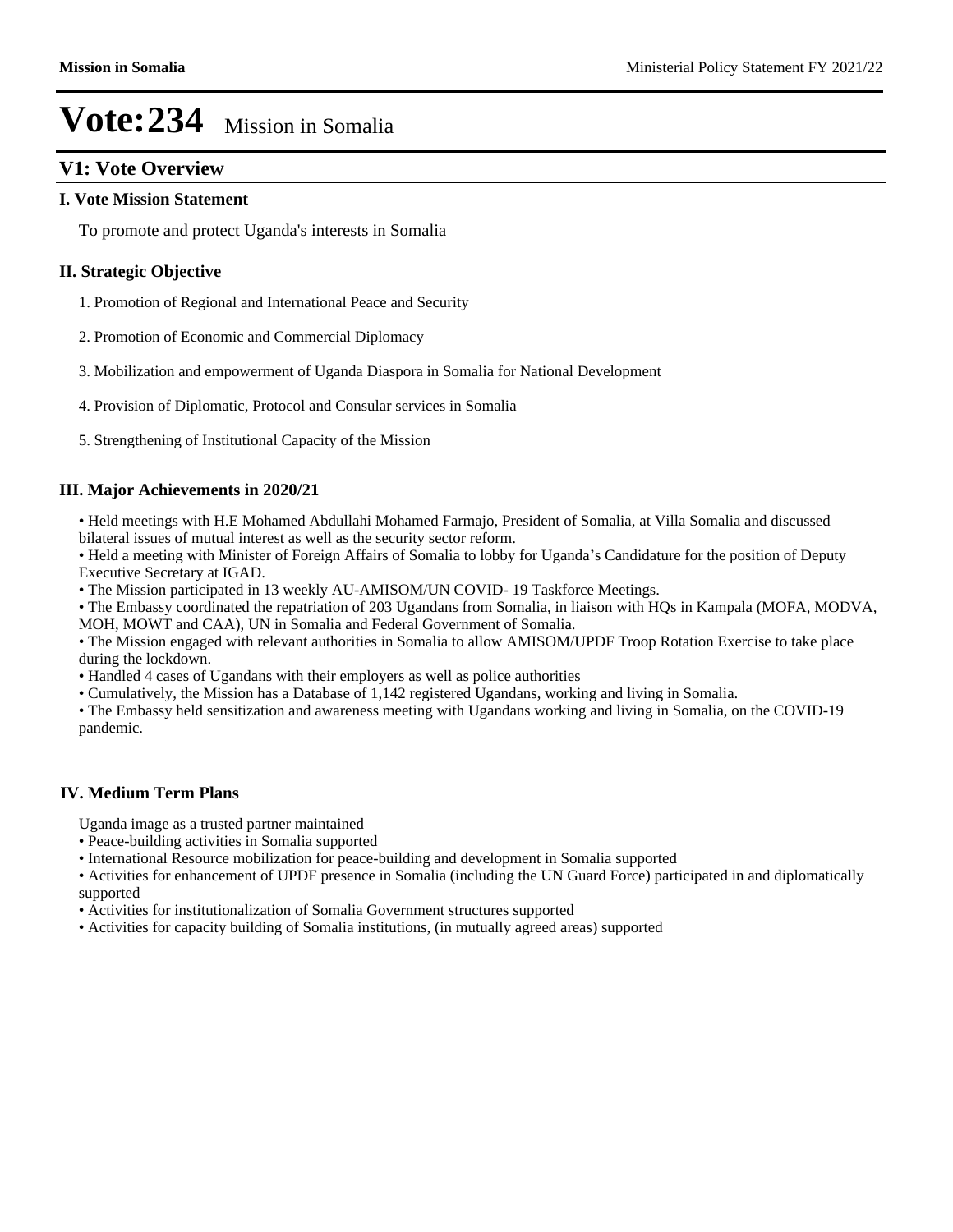# Vote:234 Mission in Somalia

## V1: Vote Overview

### I. Vote Mission Statement

To promote and protect Uganda's interests in Somalia

### II. Strategic Objective

1. Promotion of Regional and International Peace and Security
2. Promotion of Economic and Commercial Diplomacy
3. Mobilization and empowerment of Uganda Diaspora in Somalia for National Development
4. Provision of Diplomatic, Protocol and Consular services in Somalia
5. Strengthening of Institutional Capacity of the Mission

### III. Major Achievements in 2020/21

- Held meetings with H.E Mohamed Abdullahi Mohamed Farmajo, President of Somalia, at Villa Somalia and discussed bilateral issues of mutual interest as well as the security sector reform.
- Held a meeting with Minister of Foreign Affairs of Somalia to lobby for Uganda's Candidature for the position of Deputy Executive Secretary at IGAD.
- The Mission participated in 13 weekly AU-AMISOM/UN COVID- 19 Taskforce Meetings.
- The Embassy coordinated the repatriation of 203 Ugandans from Somalia, in liaison with HQs in Kampala (MOFA, MODVA, MOH, MOWT and CAA), UN in Somalia and Federal Government of Somalia.
- The Mission engaged with relevant authorities in Somalia to allow AMISOM/UPDF Troop Rotation Exercise to take place during the lockdown.
- Handled 4 cases of Ugandans with their employers as well as police authorities
- Cumulatively, the Mission has a Database of 1,142 registered Ugandans, working and living in Somalia.
- The Embassy held sensitization and awareness meeting with Ugandans working and living in Somalia, on the COVID-19 pandemic.

### IV. Medium Term Plans

Uganda image as a trusted partner maintained

- Peace-building activities in Somalia supported
- International Resource mobilization for peace-building and development in Somalia supported
- Activities for enhancement of UPDF presence in Somalia (including the UN Guard Force) participated in and diplomatically supported
- Activities for institutionalization of Somalia Government structures supported
- Activities for capacity building of Somalia institutions, (in mutually agreed areas) supported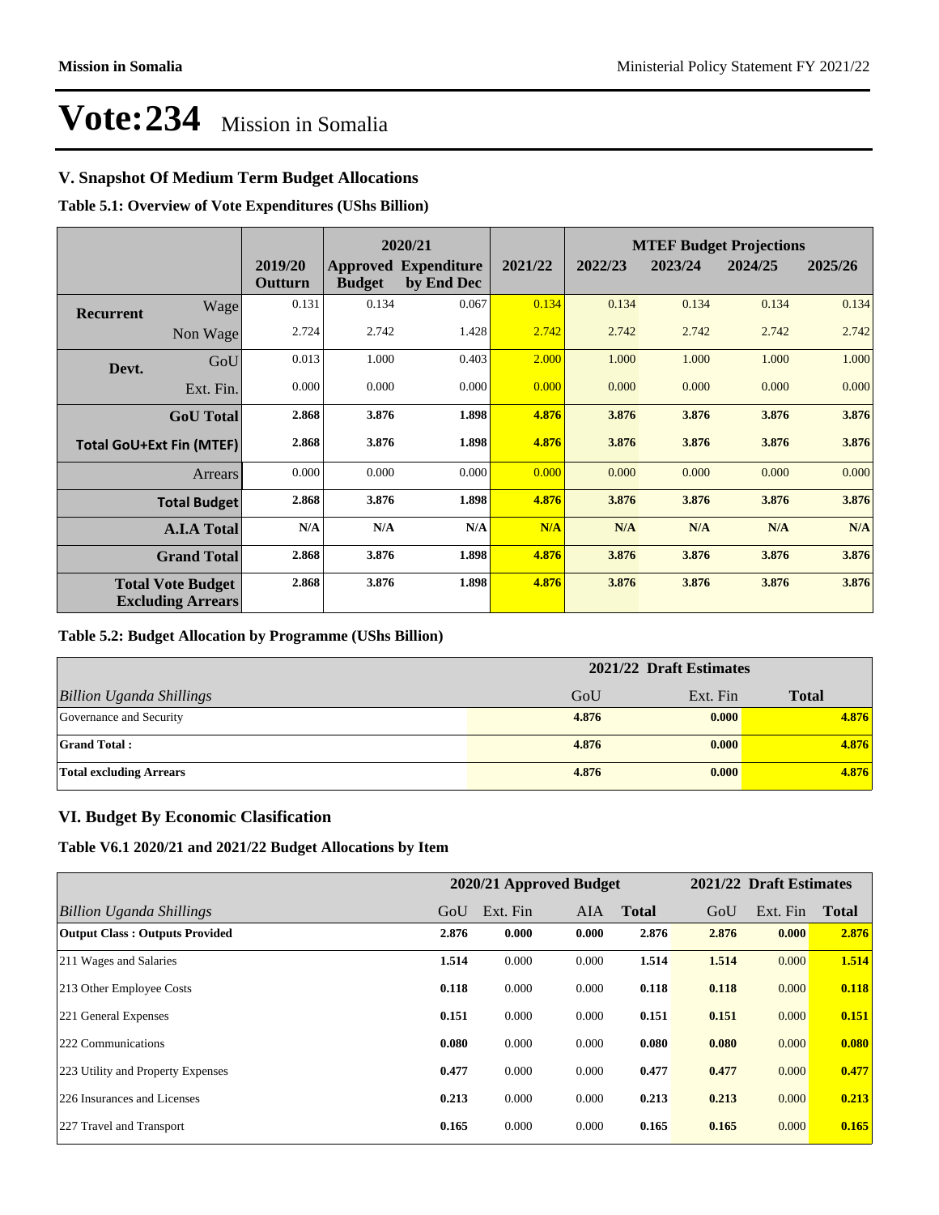# Vote:234 Mission in Somalia

## V. Snapshot Of Medium Term Budget Allocations

**Table 5.1: Overview of Vote Expenditures (UShs Billion)**

| | | | 2020/21 | | | MTEF Budget Projections | | | |
|---|---|---|---|---|---|---|---|---|---|
| | | 2019/20 Outturn | Approved Budget | Expenditure by End Dec | 2021/22 | 2022/23 | 2023/24 | 2024/25 | 2025/26 |
| **Recurrent** | Wage | 0.131 | 0.134 | 0.067 | 0.134 | 0.134 | 0.134 | 0.134 | 0.134 |
| | Non Wage | 2.724 | 2.742 | 1.428 | 2.742 | 2.742 | 2.742 | 2.742 | 2.742 |
| **Devt.** | GoU | 0.013 | 1.000 | 0.403 | 2.000 | 1.000 | 1.000 | 1.000 | 1.000 |
| | Ext. Fin. | 0.000 | 0.000 | 0.000 | 0.000 | 0.000 | 0.000 | 0.000 | 0.000 |
| | **GoU Total** | **2.868** | **3.876** | **1.898** | **4.876** | **3.876** | **3.876** | **3.876** | **3.876** |
| **Total GoU+Ext Fin (MTEF)** | | **2.868** | **3.876** | **1.898** | **4.876** | **3.876** | **3.876** | **3.876** | **3.876** |
| | Arrears | 0.000 | 0.000 | 0.000 | 0.000 | 0.000 | 0.000 | 0.000 | 0.000 |
| | **Total Budget** | **2.868** | **3.876** | **1.898** | **4.876** | **3.876** | **3.876** | **3.876** | **3.876** |
| | **A.I.A Total** | **N/A** | **N/A** | **N/A** | **N/A** | **N/A** | **N/A** | **N/A** | **N/A** |
| | **Grand Total** | **2.868** | **3.876** | **1.898** | **4.876** | **3.876** | **3.876** | **3.876** | **3.876** |
| **Total Vote Budget Excluding Arrears** | | **2.868** | **3.876** | **1.898** | **4.876** | **3.876** | **3.876** | **3.876** | **3.876** |

**Table 5.2: Budget Allocation by Programme (UShs Billion)**

| | 2021/22 Draft Estimates | | |
|---|---|---|---|
| *Billion Uganda Shillings* | GoU | Ext. Fin | **Total** |
| Governance and Security | **4.876** | **0.000** | **4.876** |
| **Grand Total :** | **4.876** | **0.000** | **4.876** |
| **Total excluding Arrears** | **4.876** | **0.000** | **4.876** |

## VI. Budget By Economic Clasification

**Table V6.1 2020/21 and 2021/22 Budget Allocations by Item**

| | 2020/21 Approved Budget | | | | 2021/22 Draft Estimates | | |
|---|---|---|---|---|---|---|---|
| *Billion Uganda Shillings* | GoU | Ext. Fin | AIA | **Total** | GoU | Ext. Fin | **Total** |
| **Output Class : Outputs Provided** | **2.876** | **0.000** | **0.000** | **2.876** | **2.876** | **0.000** | **2.876** |
| 211 Wages and Salaries | **1.514** | 0.000 | 0.000 | **1.514** | **1.514** | 0.000 | **1.514** |
| 213 Other Employee Costs | **0.118** | 0.000 | 0.000 | **0.118** | **0.118** | 0.000 | **0.118** |
| 221 General Expenses | **0.151** | 0.000 | 0.000 | **0.151** | **0.151** | 0.000 | **0.151** |
| 222 Communications | **0.080** | 0.000 | 0.000 | **0.080** | **0.080** | 0.000 | **0.080** |
| 223 Utility and Property Expenses | **0.477** | 0.000 | 0.000 | **0.477** | **0.477** | 0.000 | **0.477** |
| 226 Insurances and Licenses | **0.213** | 0.000 | 0.000 | **0.213** | **0.213** | 0.000 | **0.213** |
| 227 Travel and Transport | **0.165** | 0.000 | 0.000 | **0.165** | **0.165** | 0.000 | **0.165** |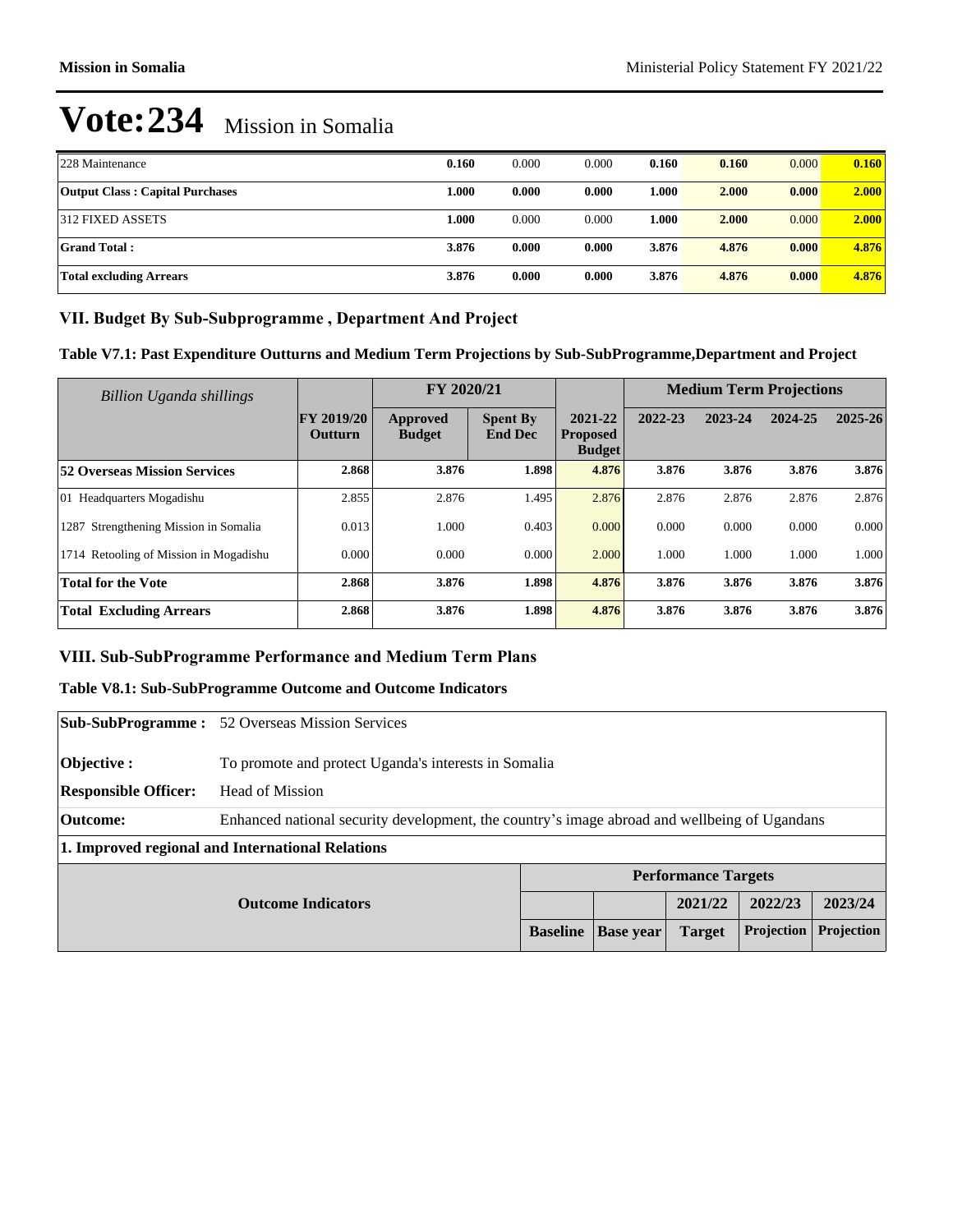# Vote:234 Mission in Somalia

| | | | | | | | |
|---|---|---|---|---|---|---|---|
| 228 Maintenance | **0.160** | 0.000 | 0.000 | **0.160** | **0.160** | 0.000 | **0.160** |
| **Output Class : Capital Purchases** | **1.000** | **0.000** | **0.000** | **1.000** | **2.000** | **0.000** | **2.000** |
| 312 FIXED ASSETS | **1.000** | 0.000 | 0.000 | **1.000** | **2.000** | 0.000 | **2.000** |
| **Grand Total :** | **3.876** | **0.000** | **0.000** | **3.876** | **4.876** | **0.000** | **4.876** |
| **Total excluding Arrears** | **3.876** | **0.000** | **0.000** | **3.876** | **4.876** | **0.000** | **4.876** |

## VII. Budget By Sub-Subprogramme , Department And Project

### Table V7.1: Past Expenditure Outturns and Medium Term Projections by Sub-SubProgramme,Department and Project

| *Billion Uganda shillings* | | FY 2020/21 | | | Medium Term Projections | | | |
|---|---|---|---|---|---|---|---|---|
| | FY 2019/20 Outturn | Approved Budget | Spent By End Dec | 2021-22 Proposed Budget | 2022-23 | 2023-24 | 2024-25 | 2025-26 |
| **52 Overseas Mission Services** | **2.868** | **3.876** | **1.898** | **4.876** | **3.876** | **3.876** | **3.876** | **3.876** |
| 01 Headquarters Mogadishu | 2.855 | 2.876 | 1.495 | 2.876 | 2.876 | 2.876 | 2.876 | 2.876 |
| 1287 Strengthening Mission in Somalia | 0.013 | 1.000 | 0.403 | 0.000 | 0.000 | 0.000 | 0.000 | 0.000 |
| 1714 Retooling of Mission in Mogadishu | 0.000 | 0.000 | 0.000 | 2.000 | 1.000 | 1.000 | 1.000 | 1.000 |
| **Total for the Vote** | **2.868** | **3.876** | **1.898** | **4.876** | **3.876** | **3.876** | **3.876** | **3.876** |
| **Total Excluding Arrears** | **2.868** | **3.876** | **1.898** | **4.876** | **3.876** | **3.876** | **3.876** | **3.876** |

## VIII. Sub-SubProgramme Performance and Medium Term Plans

### Table V8.1: Sub-SubProgramme Outcome and Outcome Indicators

**Sub-SubProgramme :** 52 Overseas Mission Services

**Objective :** To promote and protect Uganda's interests in Somalia

**Responsible Officer:** Head of Mission

**Outcome:** Enhanced national security development, the country's image abroad and wellbeing of Ugandans

**1. Improved regional and International Relations**

| Outcome Indicators | Performance Targets | | | | |
|---|---|---|---|---|---|
| | | | 2021/22 | 2022/23 | 2023/24 |
| | Baseline | Base year | Target | Projection | Projection |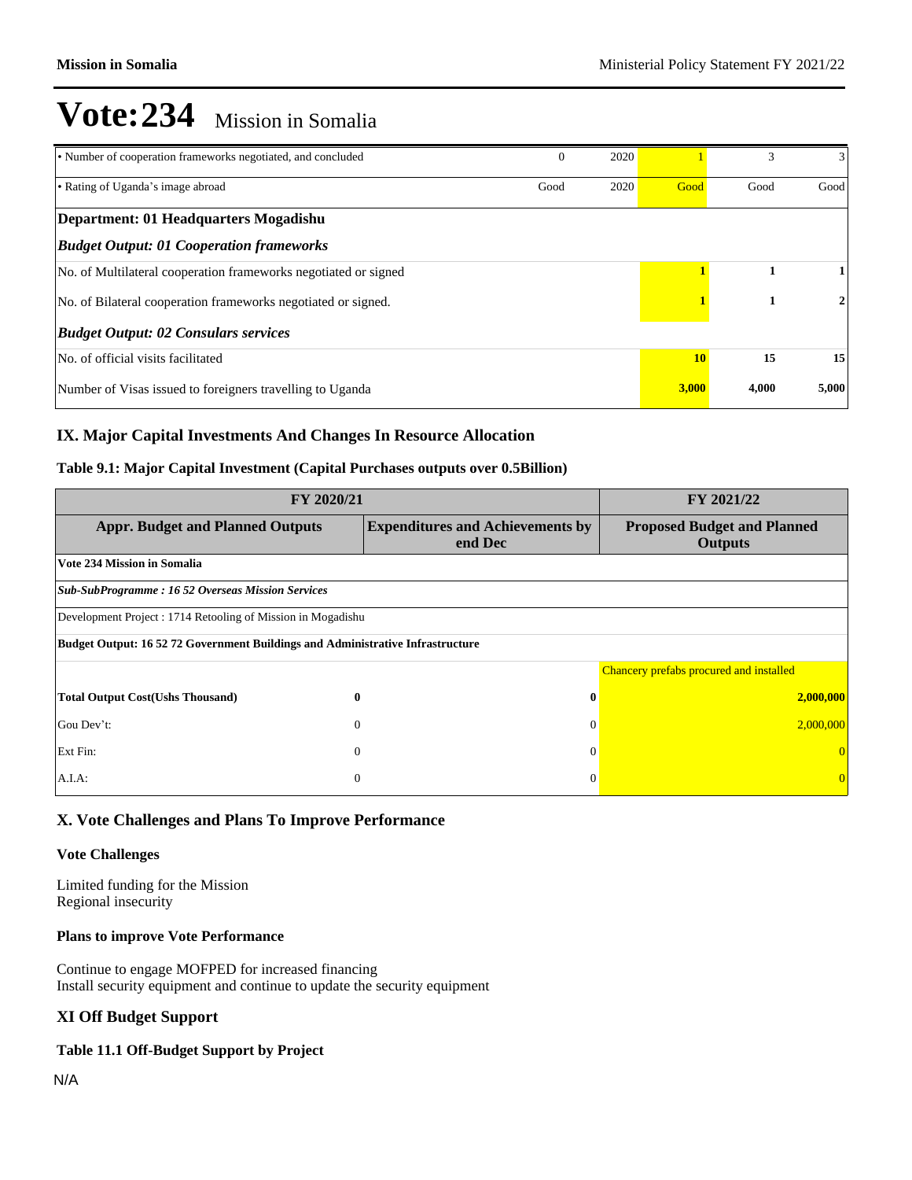# Vote:234 Mission in Somalia

| | | | | | |
|---|---|---|---|---|---|
| • Number of cooperation frameworks negotiated, and concluded | 0 | 2020 | 1 | 3 | 3 |
| • Rating of Uganda's image abroad | Good | 2020 | Good | Good | Good |
| **Department: 01 Headquarters Mogadishu** | | | | | |
| ***Budget Output: 01 Cooperation frameworks*** | | | | | |
| No. of Multilateral cooperation frameworks negotiated or signed | | | **1** | **1** | **1** |
| No. of Bilateral cooperation frameworks negotiated or signed. | | | **1** | **1** | **2** |
| ***Budget Output: 02 Consulars services*** | | | | | |
| No. of official visits facilitated | | | **10** | **15** | **15** |
| Number of Visas issued to foreigners travelling to Uganda | | | **3,000** | **4,000** | **5,000** |

## IX. Major Capital Investments And Changes In Resource Allocation

### Table 9.1: Major Capital Investment (Capital Purchases outputs over 0.5Billion)

| FY 2020/21 | | FY 2021/22 |
|---|---|---|
| **Appr. Budget and Planned Outputs** | **Expenditures and Achievements by end Dec** | **Proposed Budget and Planned Outputs** |
| **Vote 234 Mission in Somalia** | | |
| ***Sub-SubProgramme : 16 52 Overseas Mission Services*** | | |
| Development Project : 1714 Retooling of Mission in Mogadishu | | |
| **Budget Output: 16 52 72 Government Buildings and Administrative Infrastructure** | | |
| | | Chancery prefabs procured and installed |
| **Total Output Cost(Ushs Thousand)** **0** | **0** | **2,000,000** |
| Gou Dev't: 0 | 0 | 2,000,000 |
| Ext Fin: 0 | 0 | 0 |
| A.I.A: 0 | 0 | 0 |

## X. Vote Challenges and Plans To Improve Performance

### Vote Challenges

Limited funding for the Mission
Regional insecurity

### Plans to improve Vote Performance

Continue to engage MOFPED for increased financing
Install security equipment and continue to update the security equipment

## XI Off Budget Support

### Table 11.1 Off-Budget Support by Project

N/A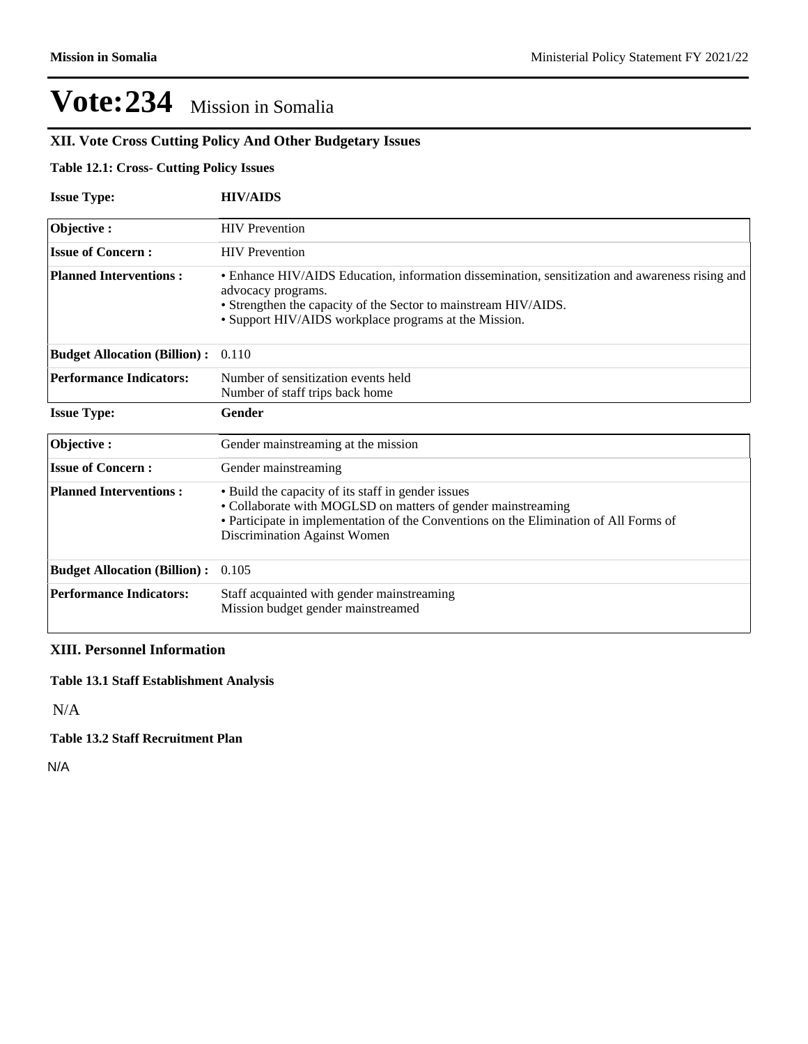# Vote:234 Mission in Somalia

## XII. Vote Cross Cutting Policy And Other Budgetary Issues

**Table 12.1: Cross- Cutting Policy Issues**

**Issue Type:** **HIV/AIDS**

| | |
|---|---|
| **Objective :** | HIV Prevention |
| **Issue of Concern :** | HIV Prevention |
| **Planned Interventions :** | • Enhance HIV/AIDS Education, information dissemination, sensitization and awareness rising and advocacy programs.<br>• Strengthen the capacity of the Sector to mainstream HIV/AIDS.<br>• Support HIV/AIDS workplace programs at the Mission. |
| **Budget Allocation (Billion) :** | 0.110 |
| **Performance Indicators:** | Number of sensitization events held<br>Number of staff trips back home |

**Issue Type:** **Gender**

| | |
|---|---|
| **Objective :** | Gender mainstreaming at the mission |
| **Issue of Concern :** | Gender mainstreaming |
| **Planned Interventions :** | • Build the capacity of its staff in gender issues<br>• Collaborate with MOGLSD on matters of gender mainstreaming<br>• Participate in implementation of the Conventions on the Elimination of All Forms of Discrimination Against Women |
| **Budget Allocation (Billion) :** | 0.105 |
| **Performance Indicators:** | Staff acquainted with gender mainstreaming<br>Mission budget gender mainstreamed |

## XIII. Personnel Information

**Table 13.1 Staff Establishment Analysis**

N/A

**Table 13.2 Staff Recruitment Plan**

N/A